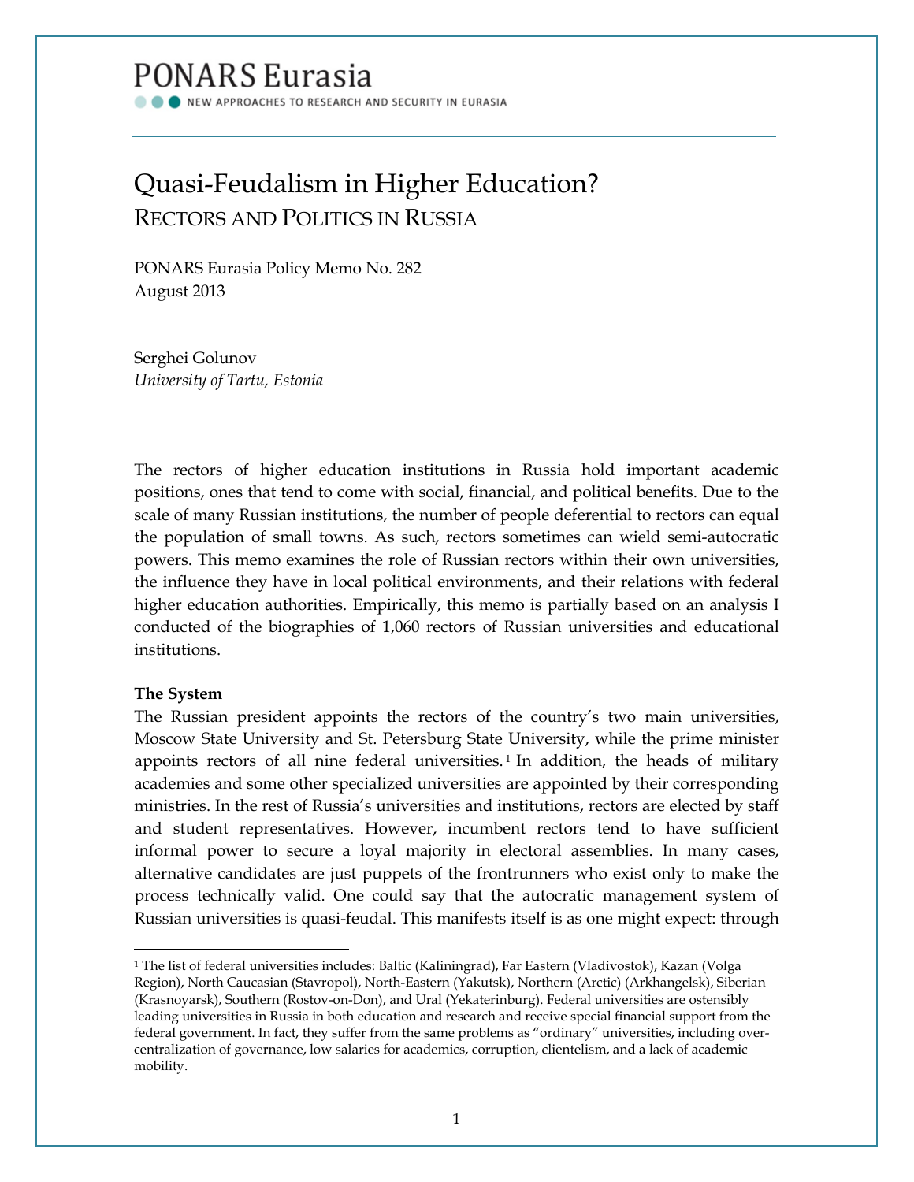# PONARS Eurasia

NEW APPROACHES TO RESEARCH AND SECURITY IN EURASIA

## Quasi-Feudalism in Higher Education?
### RECTORS AND POLITICS IN RUSSIA

PONARS Eurasia Policy Memo No. 282
August 2013

Serghei Golunov
*University of Tartu, Estonia*

The rectors of higher education institutions in Russia hold important academic positions, ones that tend to come with social, financial, and political benefits. Due to the scale of many Russian institutions, the number of people deferential to rectors can equal the population of small towns. As such, rectors sometimes can wield semi-autocratic powers. This memo examines the role of Russian rectors within their own universities, the influence they have in local political environments, and their relations with federal higher education authorities. Empirically, this memo is partially based on an analysis I conducted of the biographies of 1,060 rectors of Russian universities and educational institutions.

**The System**

The Russian president appoints the rectors of the country's two main universities, Moscow State University and St. Petersburg State University, while the prime minister appoints rectors of all nine federal universities.[1] In addition, the heads of military academies and some other specialized universities are appointed by their corresponding ministries. In the rest of Russia's universities and institutions, rectors are elected by staff and student representatives. However, incumbent rectors tend to have sufficient informal power to secure a loyal majority in electoral assemblies. In many cases, alternative candidates are just puppets of the frontrunners who exist only to make the process technically valid. One could say that the autocratic management system of Russian universities is quasi-feudal. This manifests itself is as one might expect: through

[1] The list of federal universities includes: Baltic (Kaliningrad), Far Eastern (Vladivostok), Kazan (Volga Region), North Caucasian (Stavropol), North-Eastern (Yakutsk), Northern (Arctic) (Arkhangelsk), Siberian (Krasnoyarsk), Southern (Rostov-on-Don), and Ural (Yekaterinburg). Federal universities are ostensibly leading universities in Russia in both education and research and receive special financial support from the federal government. In fact, they suffer from the same problems as "ordinary" universities, including over-centralization of governance, low salaries for academics, corruption, clientelism, and a lack of academic mobility.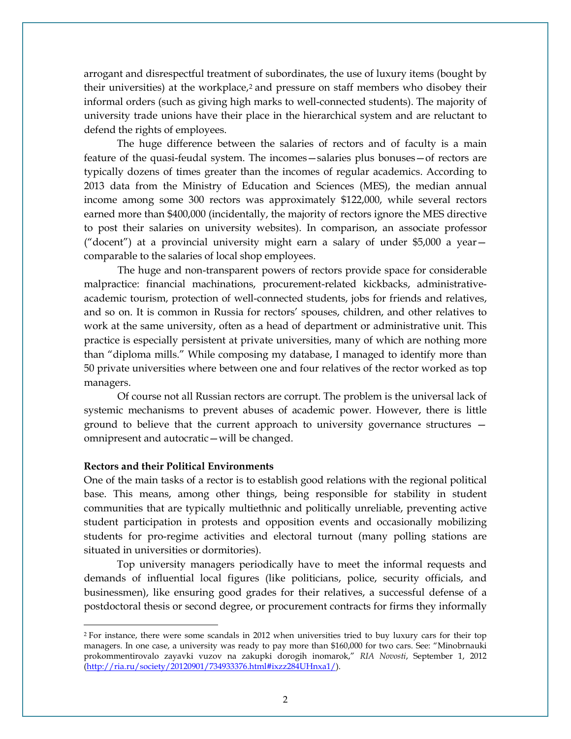arrogant and disrespectful treatment of subordinates, the use of luxury items (bought by their universities) at the workplace,[2] and pressure on staff members who disobey their informal orders (such as giving high marks to well-connected students). The majority of university trade unions have their place in the hierarchical system and are reluctant to defend the rights of employees.

The huge difference between the salaries of rectors and of faculty is a main feature of the quasi-feudal system. The incomes—salaries plus bonuses—of rectors are typically dozens of times greater than the incomes of regular academics. According to 2013 data from the Ministry of Education and Sciences (MES), the median annual income among some 300 rectors was approximately $122,000, while several rectors earned more than $400,000 (incidentally, the majority of rectors ignore the MES directive to post their salaries on university websites). In comparison, an associate professor ("docent") at a provincial university might earn a salary of under $5,000 a year—comparable to the salaries of local shop employees.

The huge and non-transparent powers of rectors provide space for considerable malpractice: financial machinations, procurement-related kickbacks, administrative-academic tourism, protection of well-connected students, jobs for friends and relatives, and so on. It is common in Russia for rectors' spouses, children, and other relatives to work at the same university, often as a head of department or administrative unit. This practice is especially persistent at private universities, many of which are nothing more than "diploma mills." While composing my database, I managed to identify more than 50 private universities where between one and four relatives of the rector worked as top managers.

Of course not all Russian rectors are corrupt. The problem is the universal lack of systemic mechanisms to prevent abuses of academic power. However, there is little ground to believe that the current approach to university governance structures — omnipresent and autocratic—will be changed.

**Rectors and their Political Environments**

One of the main tasks of a rector is to establish good relations with the regional political base. This means, among other things, being responsible for stability in student communities that are typically multiethnic and politically unreliable, preventing active student participation in protests and opposition events and occasionally mobilizing students for pro-regime activities and electoral turnout (many polling stations are situated in universities or dormitories).

Top university managers periodically have to meet the informal requests and demands of influential local figures (like politicians, police, security officials, and businessmen), like ensuring good grades for their relatives, a successful defense of a postdoctoral thesis or second degree, or procurement contracts for firms they informally

---

[2] For instance, there were some scandals in 2012 when universities tried to buy luxury cars for their top managers. In one case, a university was ready to pay more than $160,000 for two cars. See: "Minobrnauki prokommentirovalo zayavki vuzov na zakupki dorogih inomarok," *RIA Novosti*, September 1, 2012 (http://ria.ru/society/20120901/734933376.html#ixzz284UHnxa1/).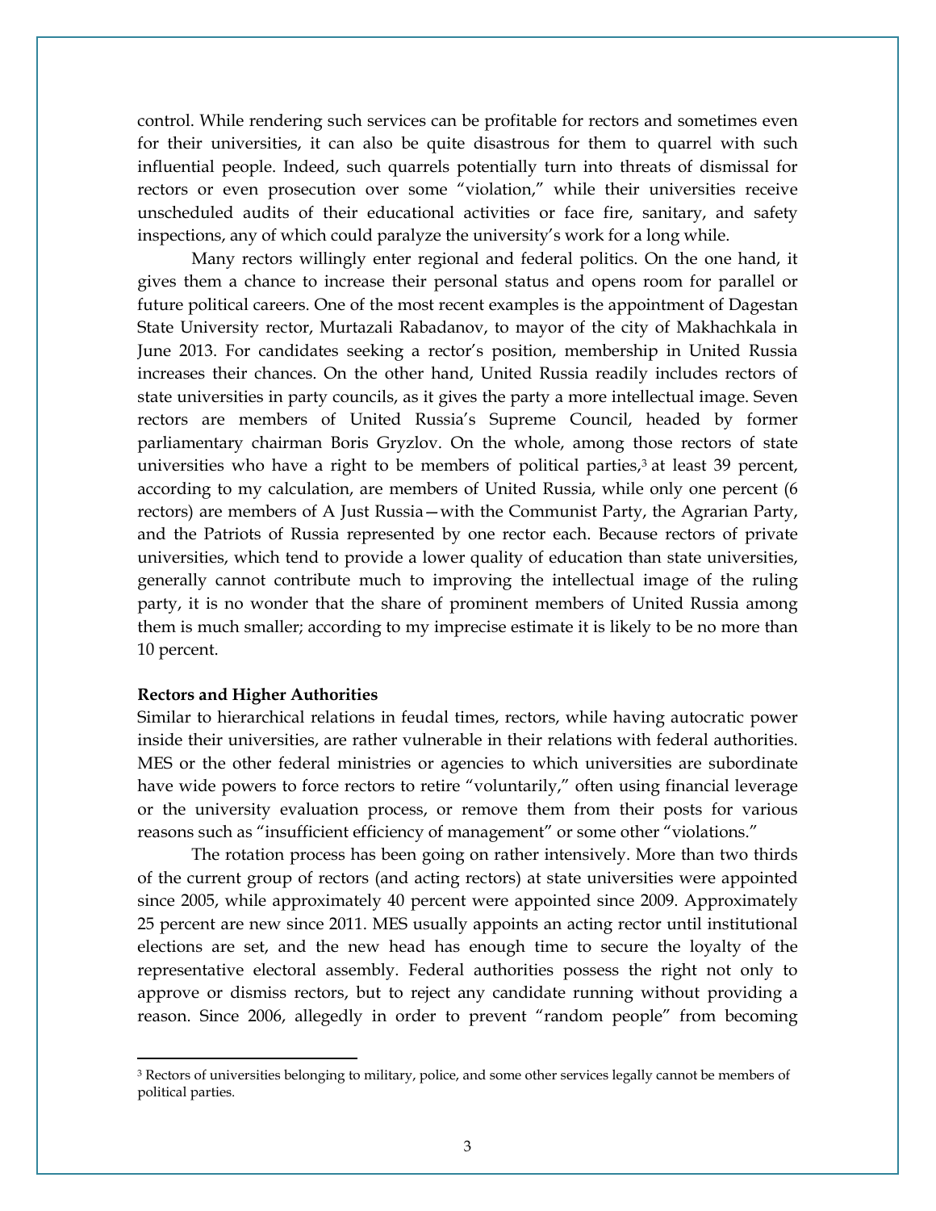control. While rendering such services can be profitable for rectors and sometimes even for their universities, it can also be quite disastrous for them to quarrel with such influential people. Indeed, such quarrels potentially turn into threats of dismissal for rectors or even prosecution over some "violation," while their universities receive unscheduled audits of their educational activities or face fire, sanitary, and safety inspections, any of which could paralyze the university's work for a long while.

Many rectors willingly enter regional and federal politics. On the one hand, it gives them a chance to increase their personal status and opens room for parallel or future political careers. One of the most recent examples is the appointment of Dagestan State University rector, Murtazali Rabadanov, to mayor of the city of Makhachkala in June 2013. For candidates seeking a rector's position, membership in United Russia increases their chances. On the other hand, United Russia readily includes rectors of state universities in party councils, as it gives the party a more intellectual image. Seven rectors are members of United Russia's Supreme Council, headed by former parliamentary chairman Boris Gryzlov. On the whole, among those rectors of state universities who have a right to be members of political parties,[3] at least 39 percent, according to my calculation, are members of United Russia, while only one percent (6 rectors) are members of A Just Russia—with the Communist Party, the Agrarian Party, and the Patriots of Russia represented by one rector each. Because rectors of private universities, which tend to provide a lower quality of education than state universities, generally cannot contribute much to improving the intellectual image of the ruling party, it is no wonder that the share of prominent members of United Russia among them is much smaller; according to my imprecise estimate it is likely to be no more than 10 percent.

**Rectors and Higher Authorities**

Similar to hierarchical relations in feudal times, rectors, while having autocratic power inside their universities, are rather vulnerable in their relations with federal authorities. MES or the other federal ministries or agencies to which universities are subordinate have wide powers to force rectors to retire "voluntarily," often using financial leverage or the university evaluation process, or remove them from their posts for various reasons such as "insufficient efficiency of management" or some other "violations."

The rotation process has been going on rather intensively. More than two thirds of the current group of rectors (and acting rectors) at state universities were appointed since 2005, while approximately 40 percent were appointed since 2009. Approximately 25 percent are new since 2011. MES usually appoints an acting rector until institutional elections are set, and the new head has enough time to secure the loyalty of the representative electoral assembly. Federal authorities possess the right not only to approve or dismiss rectors, but to reject any candidate running without providing a reason. Since 2006, allegedly in order to prevent "random people" from becoming

[3] Rectors of universities belonging to military, police, and some other services legally cannot be members of political parties.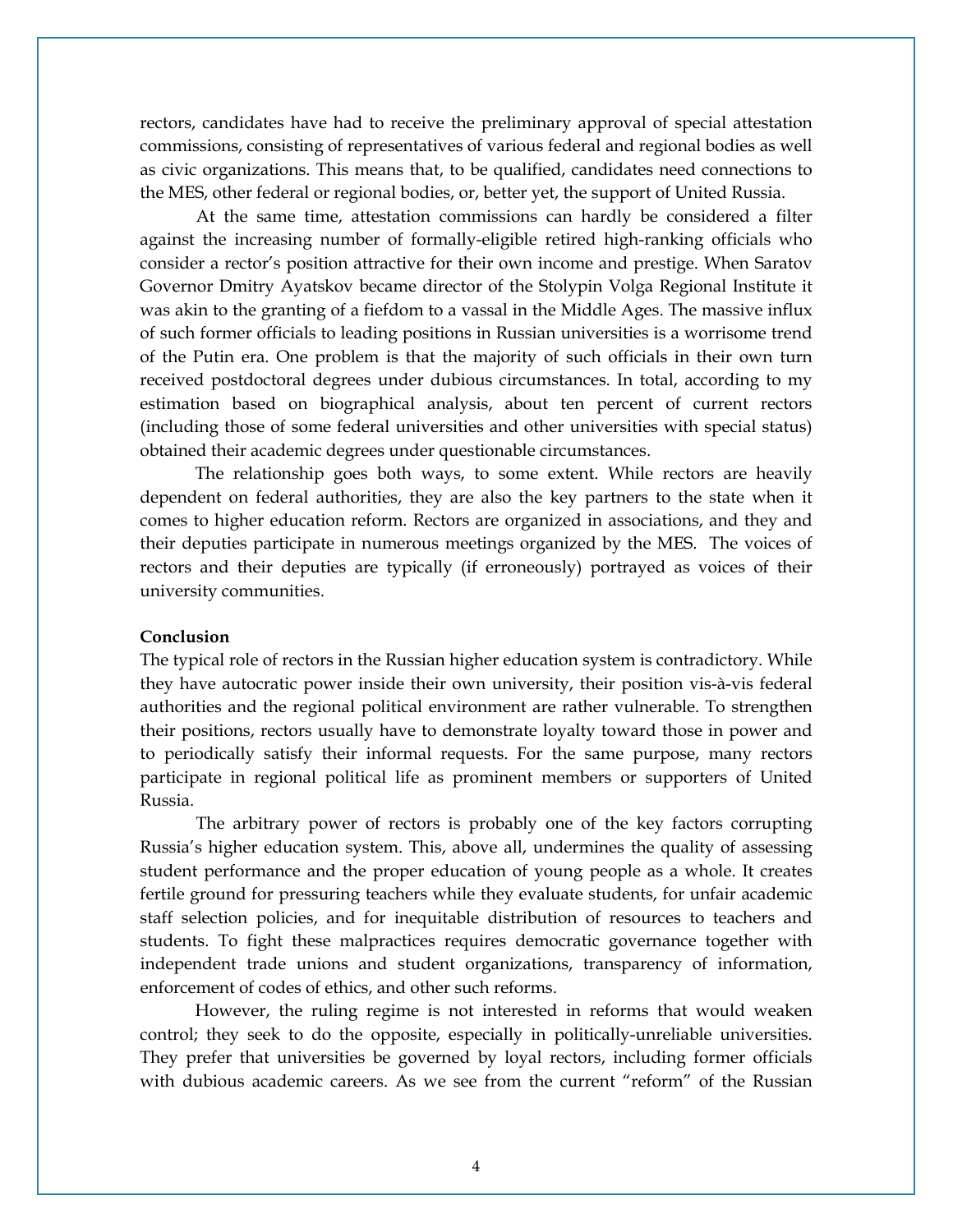rectors, candidates have had to receive the preliminary approval of special attestation commissions, consisting of representatives of various federal and regional bodies as well as civic organizations. This means that, to be qualified, candidates need connections to the MES, other federal or regional bodies, or, better yet, the support of United Russia.

At the same time, attestation commissions can hardly be considered a filter against the increasing number of formally-eligible retired high-ranking officials who consider a rector's position attractive for their own income and prestige. When Saratov Governor Dmitry Ayatskov became director of the Stolypin Volga Regional Institute it was akin to the granting of a fiefdom to a vassal in the Middle Ages. The massive influx of such former officials to leading positions in Russian universities is a worrisome trend of the Putin era. One problem is that the majority of such officials in their own turn received postdoctoral degrees under dubious circumstances. In total, according to my estimation based on biographical analysis, about ten percent of current rectors (including those of some federal universities and other universities with special status) obtained their academic degrees under questionable circumstances.

The relationship goes both ways, to some extent. While rectors are heavily dependent on federal authorities, they are also the key partners to the state when it comes to higher education reform. Rectors are organized in associations, and they and their deputies participate in numerous meetings organized by the MES. The voices of rectors and their deputies are typically (if erroneously) portrayed as voices of their university communities.

**Conclusion**

The typical role of rectors in the Russian higher education system is contradictory. While they have autocratic power inside their own university, their position vis-à-vis federal authorities and the regional political environment are rather vulnerable. To strengthen their positions, rectors usually have to demonstrate loyalty toward those in power and to periodically satisfy their informal requests. For the same purpose, many rectors participate in regional political life as prominent members or supporters of United Russia.

The arbitrary power of rectors is probably one of the key factors corrupting Russia's higher education system. This, above all, undermines the quality of assessing student performance and the proper education of young people as a whole. It creates fertile ground for pressuring teachers while they evaluate students, for unfair academic staff selection policies, and for inequitable distribution of resources to teachers and students. To fight these malpractices requires democratic governance together with independent trade unions and student organizations, transparency of information, enforcement of codes of ethics, and other such reforms.

However, the ruling regime is not interested in reforms that would weaken control; they seek to do the opposite, especially in politically-unreliable universities. They prefer that universities be governed by loyal rectors, including former officials with dubious academic careers. As we see from the current "reform" of the Russian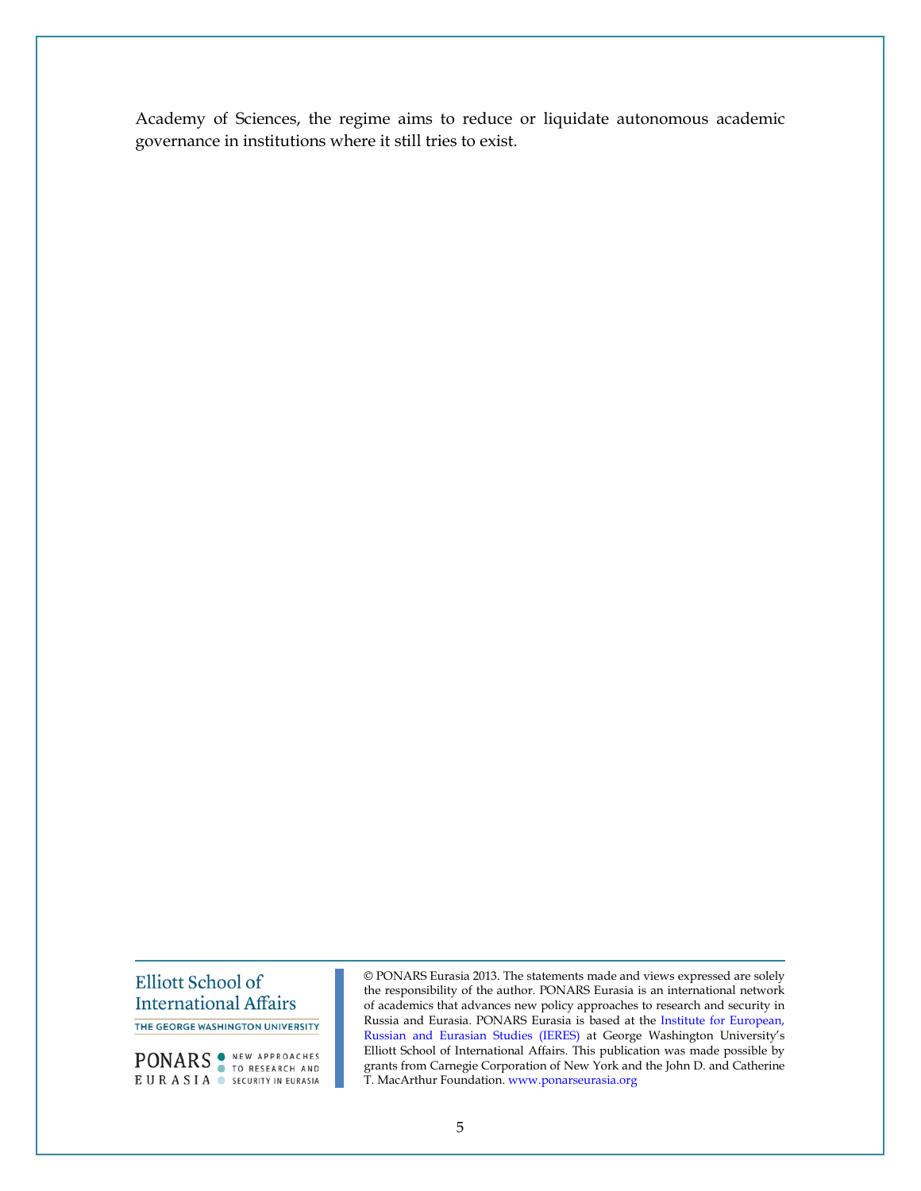Academy of Sciences, the regime aims to reduce or liquidate autonomous academic governance in institutions where it still tries to exist.

Elliott School of International Affairs
THE GEORGE WASHINGTON UNIVERSITY

PONARS EURASIA — NEW APPROACHES TO RESEARCH AND SECURITY IN EURASIA

© PONARS Eurasia 2013. The statements made and views expressed are solely the responsibility of the author. PONARS Eurasia is an international network of academics that advances new policy approaches to research and security in Russia and Eurasia. PONARS Eurasia is based at the Institute for European, Russian and Eurasian Studies (IERES) at George Washington University's Elliott School of International Affairs. This publication was made possible by grants from Carnegie Corporation of New York and the John D. and Catherine T. MacArthur Foundation. www.ponarseurasia.org